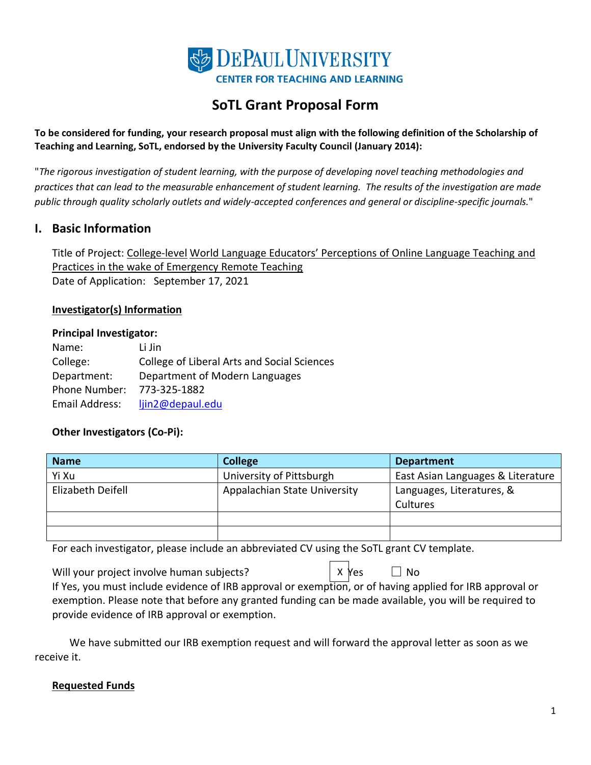DePaul University
Center for Teaching and Learning

# SoTL Grant Proposal Form

**To be considered for funding, your research proposal must align with the following definition of the Scholarship of Teaching and Learning, SoTL, endorsed by the University Faculty Council (January 2014):**

"*The rigorous investigation of student learning, with the purpose of developing novel teaching methodologies and practices that can lead to the measurable enhancement of student learning. The results of the investigation are made public through quality scholarly outlets and widely-accepted conferences and general or discipline-specific journals.*"

## I. Basic Information

Title of Project: College-level World Language Educators' Perceptions of Online Language Teaching and Practices in the wake of Emergency Remote Teaching

Date of Application: September 17, 2021

### Investigator(s) Information

**Principal Investigator:**

Name: Li Jin
College: College of Liberal Arts and Social Sciences
Department: Department of Modern Languages
Phone Number: 773-325-1882
Email Address: ljin2@depaul.edu

**Other Investigators (Co-Pi):**

| Name | College | Department |
|---|---|---|
| Yi Xu | University of Pittsburgh | East Asian Languages & Literature |
| Elizabeth Deifell | Appalachian State University | Languages, Literatures, & Cultures |
| | | |
| | | |

For each investigator, please include an abbreviated CV using the SoTL grant CV template.

Will your project involve human subjects? [X] Yes ☐ No

If Yes, you must include evidence of IRB approval or exemption, or of having applied for IRB approval or exemption. Please note that before any granted funding can be made available, you will be required to provide evidence of IRB approval or exemption.

We have submitted our IRB exemption request and will forward the approval letter as soon as we receive it.

### Requested Funds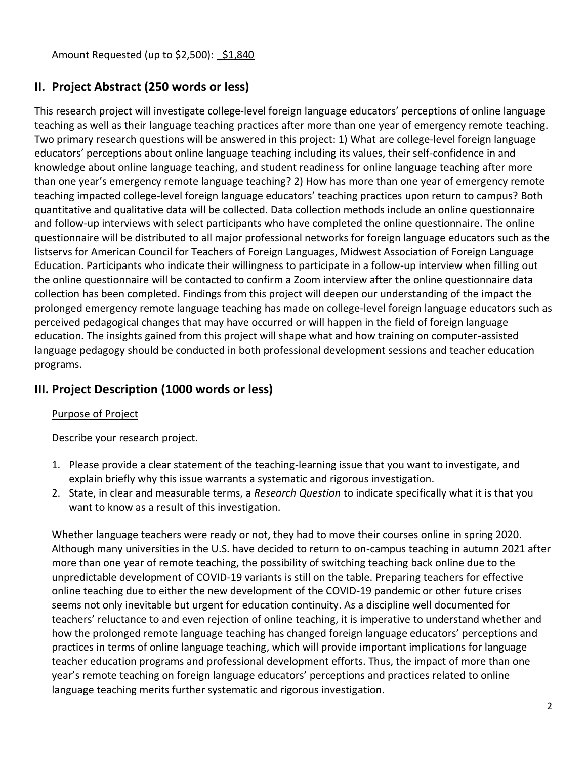Amount Requested (up to $2,500): $1,840

## II. Project Abstract (250 words or less)

This research project will investigate college-level foreign language educators' perceptions of online language teaching as well as their language teaching practices after more than one year of emergency remote teaching. Two primary research questions will be answered in this project: 1) What are college-level foreign language educators' perceptions about online language teaching including its values, their self-confidence in and knowledge about online language teaching, and student readiness for online language teaching after more than one year's emergency remote language teaching? 2) How has more than one year of emergency remote teaching impacted college-level foreign language educators' teaching practices upon return to campus? Both quantitative and qualitative data will be collected. Data collection methods include an online questionnaire and follow-up interviews with select participants who have completed the online questionnaire. The online questionnaire will be distributed to all major professional networks for foreign language educators such as the listservs for American Council for Teachers of Foreign Languages, Midwest Association of Foreign Language Education. Participants who indicate their willingness to participate in a follow-up interview when filling out the online questionnaire will be contacted to confirm a Zoom interview after the online questionnaire data collection has been completed. Findings from this project will deepen our understanding of the impact the prolonged emergency remote language teaching has made on college-level foreign language educators such as perceived pedagogical changes that may have occurred or will happen in the field of foreign language education. The insights gained from this project will shape what and how training on computer-assisted language pedagogy should be conducted in both professional development sessions and teacher education programs.

## III. Project Description (1000 words or less)

Purpose of Project

Describe your research project.

1. Please provide a clear statement of the teaching-learning issue that you want to investigate, and explain briefly why this issue warrants a systematic and rigorous investigation.
2. State, in clear and measurable terms, a *Research Question* to indicate specifically what it is that you want to know as a result of this investigation.

Whether language teachers were ready or not, they had to move their courses online in spring 2020. Although many universities in the U.S. have decided to return to on-campus teaching in autumn 2021 after more than one year of remote teaching, the possibility of switching teaching back online due to the unpredictable development of COVID-19 variants is still on the table. Preparing teachers for effective online teaching due to either the new development of the COVID-19 pandemic or other future crises seems not only inevitable but urgent for education continuity. As a discipline well documented for teachers' reluctance to and even rejection of online teaching, it is imperative to understand whether and how the prolonged remote language teaching has changed foreign language educators' perceptions and practices in terms of online language teaching, which will provide important implications for language teacher education programs and professional development efforts. Thus, the impact of more than one year's remote teaching on foreign language educators' perceptions and practices related to online language teaching merits further systematic and rigorous investigation.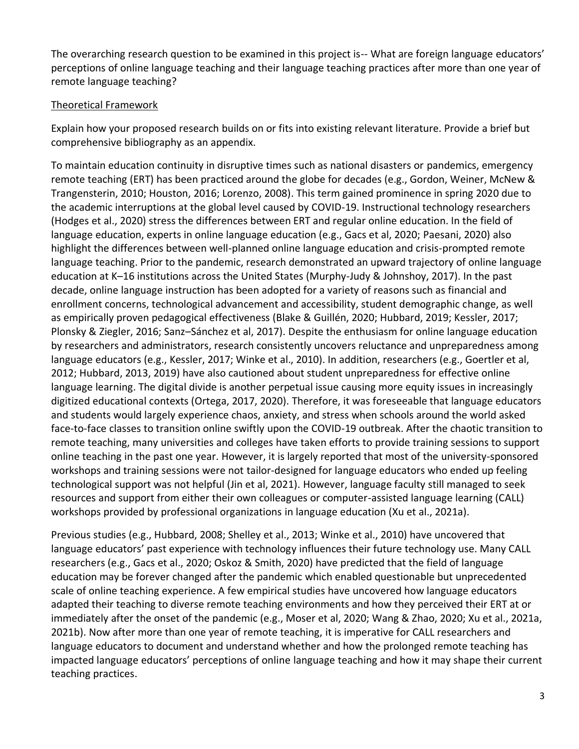The overarching research question to be examined in this project is-- What are foreign language educators' perceptions of online language teaching and their language teaching practices after more than one year of remote language teaching?

## Theoretical Framework

Explain how your proposed research builds on or fits into existing relevant literature. Provide a brief but comprehensive bibliography as an appendix.

To maintain education continuity in disruptive times such as national disasters or pandemics, emergency remote teaching (ERT) has been practiced around the globe for decades (e.g., Gordon, Weiner, McNew & Trangenstein, 2010; Houston, 2016; Lorenzo, 2008). This term gained prominence in spring 2020 due to the academic interruptions at the global level caused by COVID-19. Instructional technology researchers (Hodges et al., 2020) stress the differences between ERT and regular online education. In the field of language education, experts in online language education (e.g., Gacs et al, 2020; Paesani, 2020) also highlight the differences between well-planned online language education and crisis-prompted remote language teaching. Prior to the pandemic, research demonstrated an upward trajectory of online language education at K–16 institutions across the United States (Murphy-Judy & Johnshoy, 2017). In the past decade, online language instruction has been adopted for a variety of reasons such as financial and enrollment concerns, technological advancement and accessibility, student demographic change, as well as empirically proven pedagogical effectiveness (Blake & Guillén, 2020; Hubbard, 2019; Kessler, 2017; Plonsky & Ziegler, 2016; Sanz–Sánchez et al, 2017). Despite the enthusiasm for online language education by researchers and administrators, research consistently uncovers reluctance and unpreparedness among language educators (e.g., Kessler, 2017; Winke et al., 2010). In addition, researchers (e.g., Goertler et al, 2012; Hubbard, 2013, 2019) have also cautioned about student unpreparedness for effective online language learning. The digital divide is another perpetual issue causing more equity issues in increasingly digitized educational contexts (Ortega, 2017, 2020). Therefore, it was foreseeable that language educators and students would largely experience chaos, anxiety, and stress when schools around the world asked face-to-face classes to transition online swiftly upon the COVID-19 outbreak. After the chaotic transition to remote teaching, many universities and colleges have taken efforts to provide training sessions to support online teaching in the past one year. However, it is largely reported that most of the university-sponsored workshops and training sessions were not tailor-designed for language educators who ended up feeling technological support was not helpful (Jin et al, 2021). However, language faculty still managed to seek resources and support from either their own colleagues or computer-assisted language learning (CALL) workshops provided by professional organizations in language education (Xu et al., 2021a).

Previous studies (e.g., Hubbard, 2008; Shelley et al., 2013; Winke et al., 2010) have uncovered that language educators' past experience with technology influences their future technology use. Many CALL researchers (e.g., Gacs et al., 2020; Oskoz & Smith, 2020) have predicted that the field of language education may be forever changed after the pandemic which enabled questionable but unprecedented scale of online teaching experience. A few empirical studies have uncovered how language educators adapted their teaching to diverse remote teaching environments and how they perceived their ERT at or immediately after the onset of the pandemic (e.g., Moser et al, 2020; Wang & Zhao, 2020; Xu et al., 2021a, 2021b). Now after more than one year of remote teaching, it is imperative for CALL researchers and language educators to document and understand whether and how the prolonged remote teaching has impacted language educators' perceptions of online language teaching and how it may shape their current teaching practices.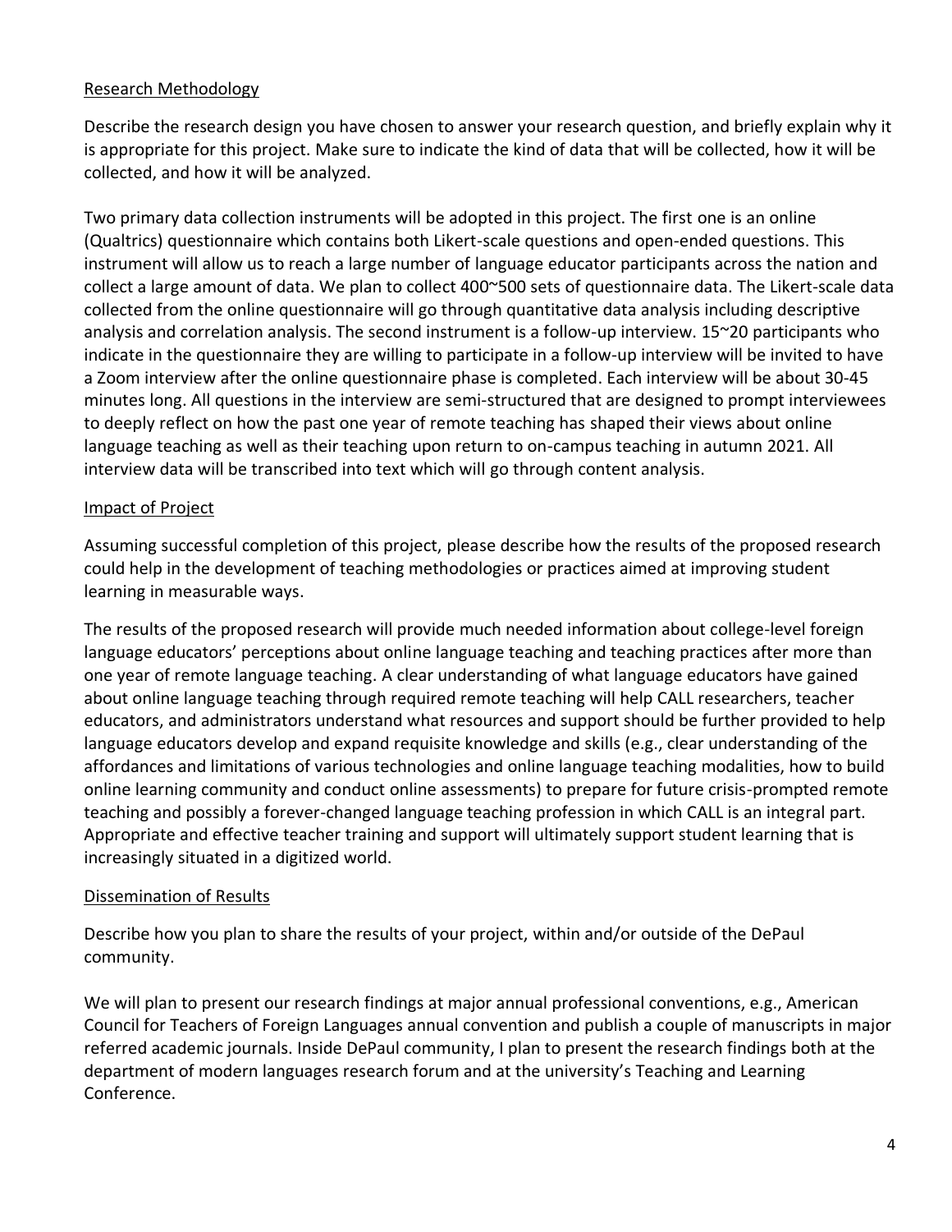## Research Methodology

Describe the research design you have chosen to answer your research question, and briefly explain why it is appropriate for this project. Make sure to indicate the kind of data that will be collected, how it will be collected, and how it will be analyzed.

Two primary data collection instruments will be adopted in this project. The first one is an online (Qualtrics) questionnaire which contains both Likert-scale questions and open-ended questions. This instrument will allow us to reach a large number of language educator participants across the nation and collect a large amount of data. We plan to collect 400~500 sets of questionnaire data. The Likert-scale data collected from the online questionnaire will go through quantitative data analysis including descriptive analysis and correlation analysis. The second instrument is a follow-up interview. 15~20 participants who indicate in the questionnaire they are willing to participate in a follow-up interview will be invited to have a Zoom interview after the online questionnaire phase is completed. Each interview will be about 30-45 minutes long. All questions in the interview are semi-structured that are designed to prompt interviewees to deeply reflect on how the past one year of remote teaching has shaped their views about online language teaching as well as their teaching upon return to on-campus teaching in autumn 2021. All interview data will be transcribed into text which will go through content analysis.

## Impact of Project

Assuming successful completion of this project, please describe how the results of the proposed research could help in the development of teaching methodologies or practices aimed at improving student learning in measurable ways.

The results of the proposed research will provide much needed information about college-level foreign language educators' perceptions about online language teaching and teaching practices after more than one year of remote language teaching. A clear understanding of what language educators have gained about online language teaching through required remote teaching will help CALL researchers, teacher educators, and administrators understand what resources and support should be further provided to help language educators develop and expand requisite knowledge and skills (e.g., clear understanding of the affordances and limitations of various technologies and online language teaching modalities, how to build online learning community and conduct online assessments) to prepare for future crisis-prompted remote teaching and possibly a forever-changed language teaching profession in which CALL is an integral part. Appropriate and effective teacher training and support will ultimately support student learning that is increasingly situated in a digitized world.

## Dissemination of Results

Describe how you plan to share the results of your project, within and/or outside of the DePaul community.

We will plan to present our research findings at major annual professional conventions, e.g., American Council for Teachers of Foreign Languages annual convention and publish a couple of manuscripts in major referred academic journals. Inside DePaul community, I plan to present the research findings both at the department of modern languages research forum and at the university's Teaching and Learning Conference.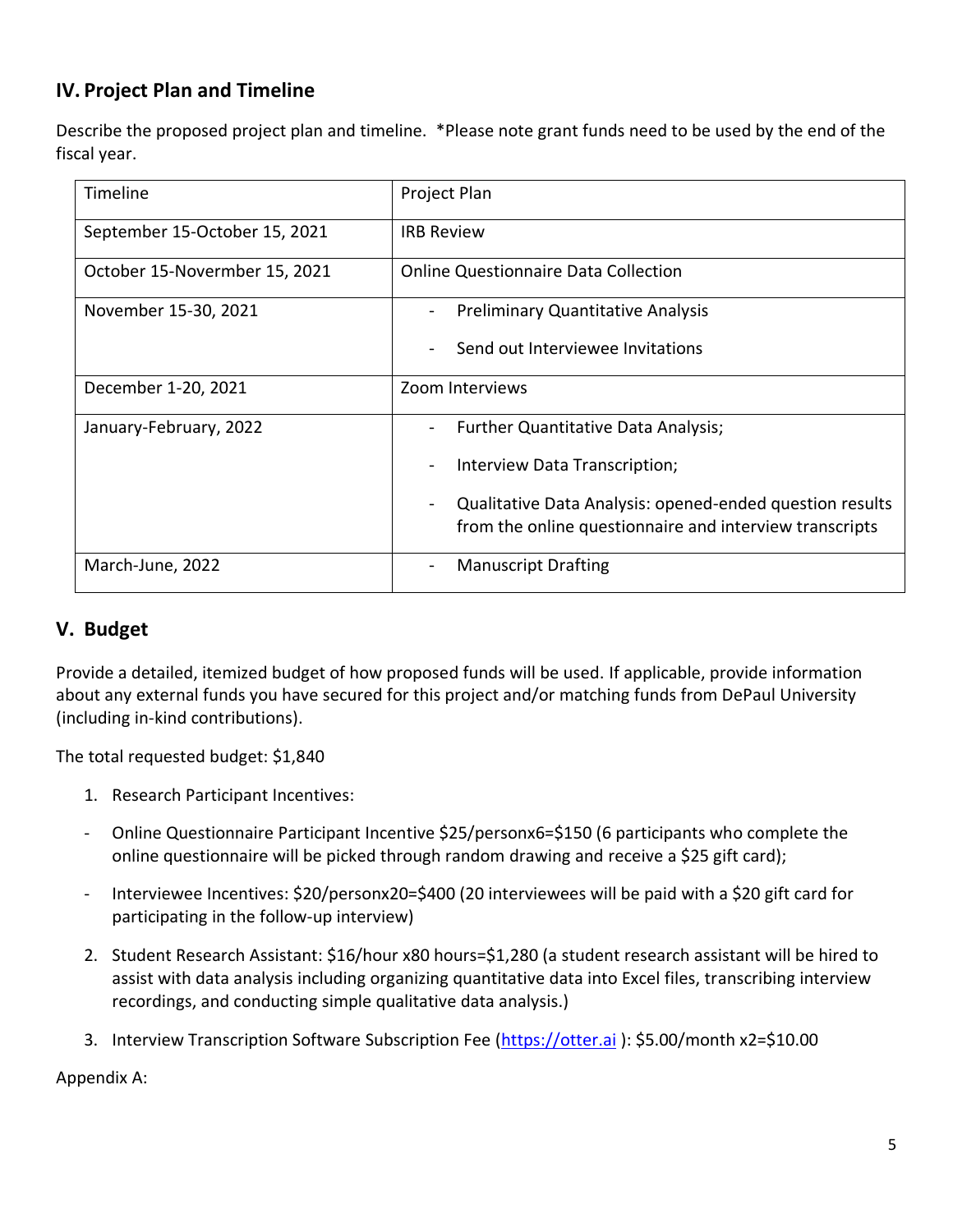## IV. Project Plan and Timeline

Describe the proposed project plan and timeline. *Please note grant funds need to be used by the end of the fiscal year.

| Timeline | Project Plan |
|---|---|
| September 15-October 15, 2021 | IRB Review |
| October 15-Novermber 15, 2021 | Online Questionnaire Data Collection |
| November 15-30, 2021 | - Preliminary Quantitative Analysis<br>- Send out Interviewee Invitations |
| December 1-20, 2021 | Zoom Interviews |
| January-February, 2022 | - Further Quantitative Data Analysis;<br>- Interview Data Transcription;<br>- Qualitative Data Analysis: opened-ended question results from the online questionnaire and interview transcripts |
| March-June, 2022 | - Manuscript Drafting |

## V. Budget

Provide a detailed, itemized budget of how proposed funds will be used. If applicable, provide information about any external funds you have secured for this project and/or matching funds from DePaul University (including in-kind contributions).

The total requested budget: $1,840

1. Research Participant Incentives:

- Online Questionnaire Participant Incentive $25/personx6=$150 (6 participants who complete the online questionnaire will be picked through random drawing and receive a $25 gift card);
- Interviewee Incentives: $20/personx20=$400 (20 interviewees will be paid with a $20 gift card for participating in the follow-up interview)

2. Student Research Assistant: $16/hour x80 hours=$1,280 (a student research assistant will be hired to assist with data analysis including organizing quantitative data into Excel files, transcribing interview recordings, and conducting simple qualitative data analysis.)
3. Interview Transcription Software Subscription Fee (https://otter.ai ): $5.00/month x2=$10.00

Appendix A: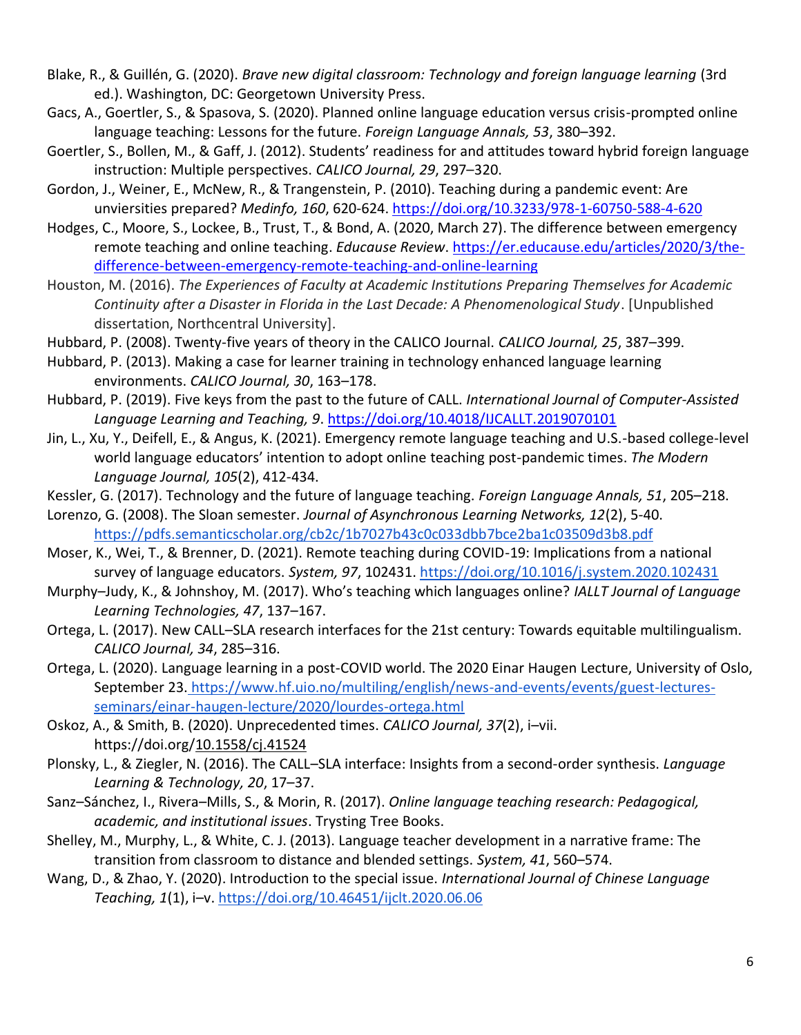Blake, R., & Guillén, G. (2020). *Brave new digital classroom: Technology and foreign language learning* (3rd ed.). Washington, DC: Georgetown University Press.

Gacs, A., Goertler, S., & Spasova, S. (2020). Planned online language education versus crisis-prompted online language teaching: Lessons for the future. *Foreign Language Annals, 53*, 380–392.

Goertler, S., Bollen, M., & Gaff, J. (2012). Students' readiness for and attitudes toward hybrid foreign language instruction: Multiple perspectives. *CALICO Journal, 29*, 297–320.

Gordon, J., Weiner, E., McNew, R., & Trangenstein, P. (2010). Teaching during a pandemic event: Are unviersities prepared? *Medinfo, 160*, 620-624. https://doi.org/10.3233/978-1-60750-588-4-620

Hodges, C., Moore, S., Lockee, B., Trust, T., & Bond, A. (2020, March 27). The difference between emergency remote teaching and online teaching. *Educause Review*. https://er.educause.edu/articles/2020/3/the-difference-between-emergency-remote-teaching-and-online-learning

Houston, M. (2016). *The Experiences of Faculty at Academic Institutions Preparing Themselves for Academic Continuity after a Disaster in Florida in the Last Decade: A Phenomenological Study*. [Unpublished dissertation, Northcentral University].

Hubbard, P. (2008). Twenty-five years of theory in the CALICO Journal. *CALICO Journal, 25*, 387–399.

Hubbard, P. (2013). Making a case for learner training in technology enhanced language learning environments. *CALICO Journal, 30*, 163–178.

Hubbard, P. (2019). Five keys from the past to the future of CALL. *International Journal of Computer-Assisted Language Learning and Teaching, 9*. https://doi.org/10.4018/IJCALLT.2019070101

Jin, L., Xu, Y., Deifell, E., & Angus, K. (2021). Emergency remote language teaching and U.S.-based college-level world language educators' intention to adopt online teaching post-pandemic times. *The Modern Language Journal, 105*(2), 412-434.

Kessler, G. (2017). Technology and the future of language teaching. *Foreign Language Annals, 51*, 205–218.

Lorenzo, G. (2008). The Sloan semester. *Journal of Asynchronous Learning Networks, 12*(2), 5-40. https://pdfs.semanticscholar.org/cb2c/1b7027b43c0c033dbb7bce2ba1c03509d3b8.pdf

Moser, K., Wei, T., & Brenner, D. (2021). Remote teaching during COVID-19: Implications from a national survey of language educators. *System, 97*, 102431. https://doi.org/10.1016/j.system.2020.102431

Murphy–Judy, K., & Johnshoy, M. (2017). Who's teaching which languages online? *IALLT Journal of Language Learning Technologies, 47*, 137–167.

Ortega, L. (2017). New CALL–SLA research interfaces for the 21st century: Towards equitable multilingualism. *CALICO Journal, 34*, 285–316.

Ortega, L. (2020). Language learning in a post-COVID world. The 2020 Einar Haugen Lecture, University of Oslo, September 23. https://www.hf.uio.no/multiling/english/news-and-events/events/guest-lectures-seminars/einar-haugen-lecture/2020/lourdes-ortega.html

Oskoz, A., & Smith, B. (2020). Unprecedented times. *CALICO Journal, 37*(2), i–vii. https://doi.org/10.1558/cj.41524

Plonsky, L., & Ziegler, N. (2016). The CALL–SLA interface: Insights from a second-order synthesis. *Language Learning & Technology, 20*, 17–37.

Sanz–Sánchez, I., Rivera–Mills, S., & Morin, R. (2017). *Online language teaching research: Pedagogical, academic, and institutional issues*. Trysting Tree Books.

Shelley, M., Murphy, L., & White, C. J. (2013). Language teacher development in a narrative frame: The transition from classroom to distance and blended settings. *System, 41*, 560–574.

Wang, D., & Zhao, Y. (2020). Introduction to the special issue. *International Journal of Chinese Language Teaching, 1*(1), i–v. https://doi.org/10.46451/ijclt.2020.06.06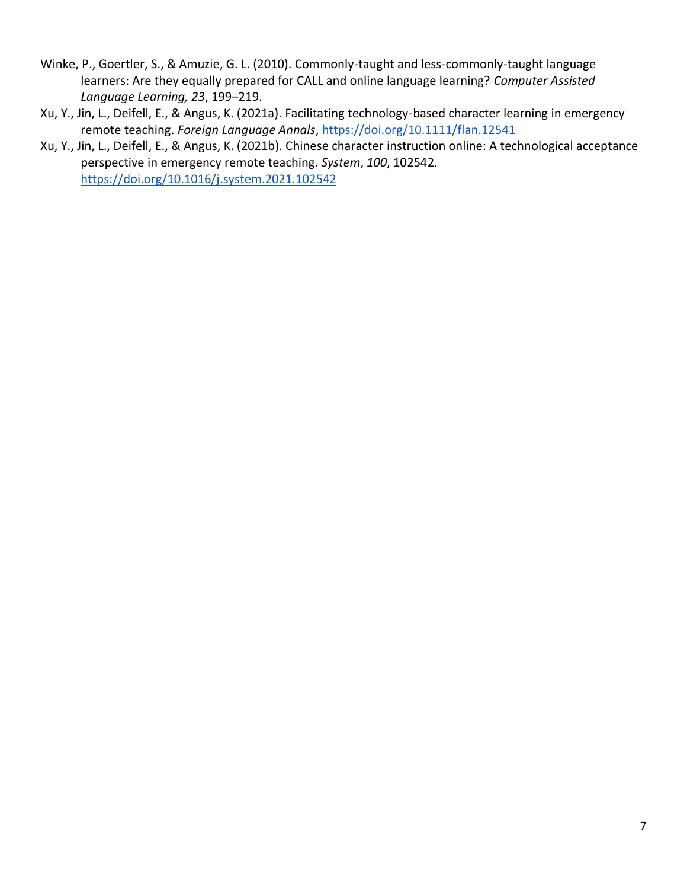Winke, P., Goertler, S., & Amuzie, G. L. (2010). Commonly-taught and less-commonly-taught language learners: Are they equally prepared for CALL and online language learning? *Computer Assisted Language Learning, 23*, 199–219.

Xu, Y., Jin, L., Deifell, E., & Angus, K. (2021a). Facilitating technology-based character learning in emergency remote teaching. *Foreign Language Annals*, https://doi.org/10.1111/flan.12541

Xu, Y., Jin, L., Deifell, E., & Angus, K. (2021b). Chinese character instruction online: A technological acceptance perspective in emergency remote teaching. *System*, *100*, 102542. https://doi.org/10.1016/j.system.2021.102542